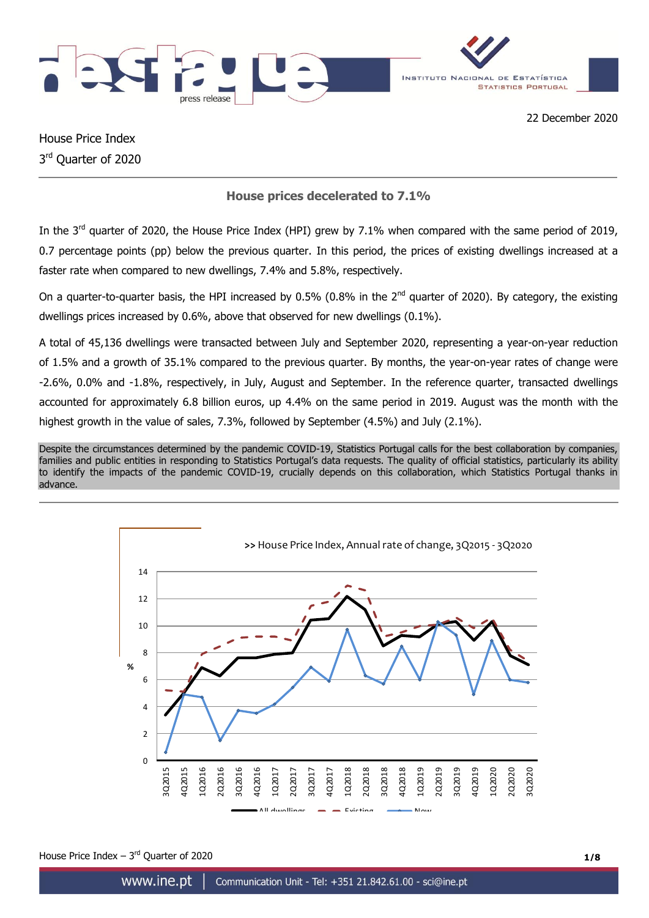22 December 2020

House Price Index

3rd Quarter of 2020

## House prices decelerated to 7.1%

In the 3rd quarter of 2020, the House Price Index (HPI) grew by 7.1% when compared with the same period of 2019, 0.7 percentage points (pp) below the previous quarter. In this period, the prices of existing dwellings increased at a faster rate when compared to new dwellings, 7.4% and 5.8%, respectively.

On a quarter-to-quarter basis, the HPI increased by 0.5% (0.8% in the 2nd quarter of 2020). By category, the existing dwellings prices increased by 0.6%, above that observed for new dwellings (0.1%).

A total of 45,136 dwellings were transacted between July and September 2020, representing a year-on-year reduction of 1.5% and a growth of 35.1% compared to the previous quarter. By months, the year-on-year rates of change were -2.6%, 0.0% and -1.8%, respectively, in July, August and September. In the reference quarter, transacted dwellings accounted for approximately 6.8 billion euros, up 4.4% on the same period in 2019. August was the month with the highest growth in the value of sales, 7.3%, followed by September (4.5%) and July (2.1%).

Despite the circumstances determined by the pandemic COVID-19, Statistics Portugal calls for the best collaboration by companies, families and public entities in responding to Statistics Portugal's data requests. The quality of official statistics, particularly its ability to identify the impacts of the pandemic COVID-19, crucially depends on this collaboration, which Statistics Portugal thanks in advance.

>> House Price Index, Annual rate of change, 3Q2015 - 3Q2020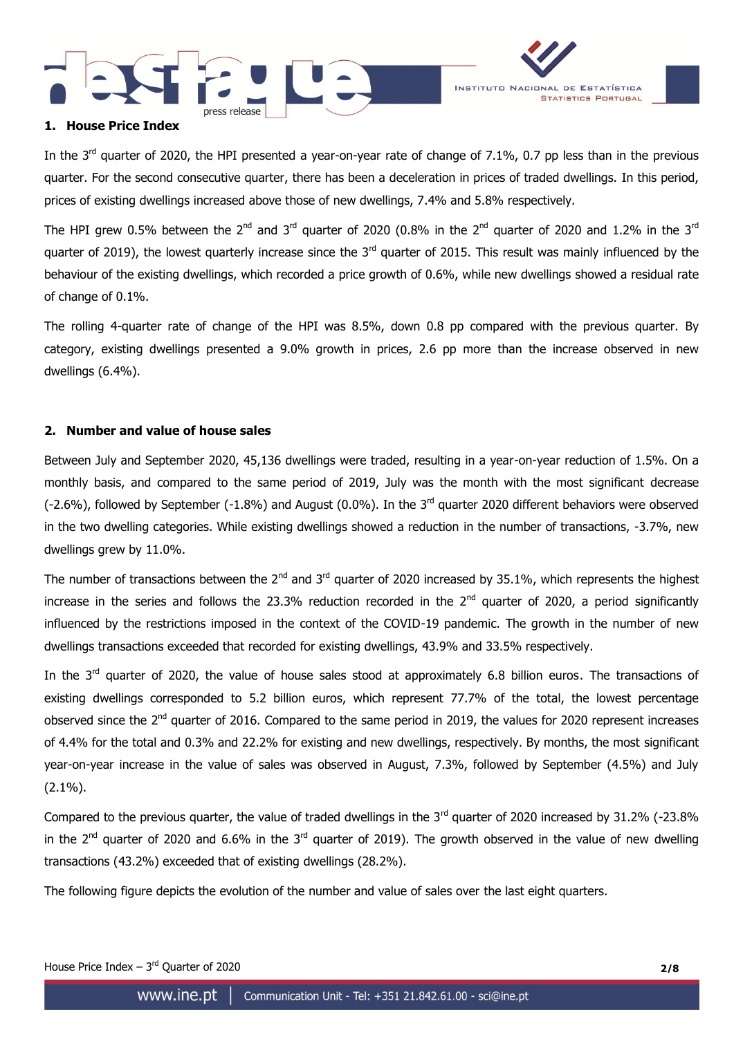## 1. House Price Index

In the 3rd quarter of 2020, the HPI presented a year-on-year rate of change of 7.1%, 0.7 pp less than in the previous quarter. For the second consecutive quarter, there has been a deceleration in prices of traded dwellings. In this period, prices of existing dwellings increased above those of new dwellings, 7.4% and 5.8% respectively.

The HPI grew 0.5% between the 2nd and 3rd quarter of 2020 (0.8% in the 2nd quarter of 2020 and 1.2% in the 3rd quarter of 2019), the lowest quarterly increase since the 3rd quarter of 2015. This result was mainly influenced by the behaviour of the existing dwellings, which recorded a price growth of 0.6%, while new dwellings showed a residual rate of change of 0.1%.

The rolling 4-quarter rate of change of the HPI was 8.5%, down 0.8 pp compared with the previous quarter. By category, existing dwellings presented a 9.0% growth in prices, 2.6 pp more than the increase observed in new dwellings (6.4%).

## 2. Number and value of house sales

Between July and September 2020, 45,136 dwellings were traded, resulting in a year-on-year reduction of 1.5%. On a monthly basis, and compared to the same period of 2019, July was the month with the most significant decrease (-2.6%), followed by September (-1.8%) and August (0.0%). In the 3rd quarter 2020 different behaviors were observed in the two dwelling categories. While existing dwellings showed a reduction in the number of transactions, -3.7%, new dwellings grew by 11.0%.

The number of transactions between the 2nd and 3rd quarter of 2020 increased by 35.1%, which represents the highest increase in the series and follows the 23.3% reduction recorded in the 2nd quarter of 2020, a period significantly influenced by the restrictions imposed in the context of the COVID-19 pandemic. The growth in the number of new dwellings transactions exceeded that recorded for existing dwellings, 43.9% and 33.5% respectively.

In the 3rd quarter of 2020, the value of house sales stood at approximately 6.8 billion euros. The transactions of existing dwellings corresponded to 5.2 billion euros, which represent 77.7% of the total, the lowest percentage observed since the 2nd quarter of 2016. Compared to the same period in 2019, the values for 2020 represent increases of 4.4% for the total and 0.3% and 22.2% for existing and new dwellings, respectively. By months, the most significant year-on-year increase in the value of sales was observed in August, 7.3%, followed by September (4.5%) and July (2.1%).

Compared to the previous quarter, the value of traded dwellings in the 3rd quarter of 2020 increased by 31.2% (-23.8% in the 2nd quarter of 2020 and 6.6% in the 3rd quarter of 2019). The growth observed in the value of new dwelling transactions (43.2%) exceeded that of existing dwellings (28.2%).

The following figure depicts the evolution of the number and value of sales over the last eight quarters.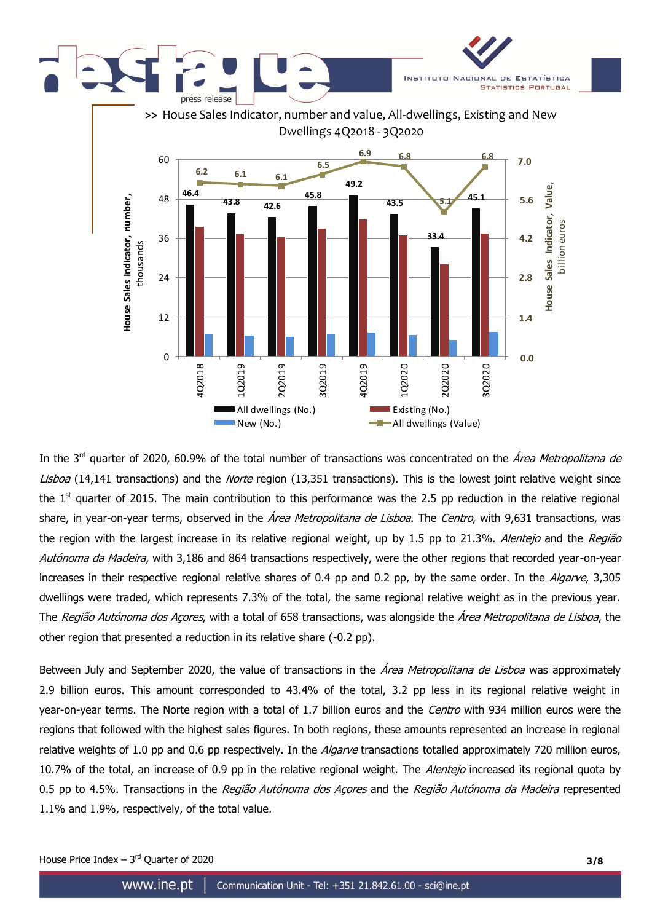>> House Sales Indicator, number and value, All-dwellings, Existing and New Dwellings 4Q2018 - 3Q2020

In the 3rd quarter of 2020, 60.9% of the total number of transactions was concentrated on the *Área Metropolitana de Lisboa* (14,141 transactions) and the *Norte* region (13,351 transactions). This is the lowest joint relative weight since the 1st quarter of 2015. The main contribution to this performance was the 2.5 pp reduction in the relative regional share, in year-on-year terms, observed in the *Área Metropolitana de Lisboa*. The *Centro*, with 9,631 transactions, was the region with the largest increase in its relative regional weight, up by 1.5 pp to 21.3%. *Alentejo* and the *Região Autónoma da Madeira*, with 3,186 and 864 transactions respectively, were the other regions that recorded year-on-year increases in their respective regional relative shares of 0.4 pp and 0.2 pp, by the same order. In the *Algarve*, 3,305 dwellings were traded, which represents 7.3% of the total, the same regional relative weight as in the previous year. The *Região Autónoma dos Açores*, with a total of 658 transactions, was alongside the *Área Metropolitana de Lisboa*, the other region that presented a reduction in its relative share (-0.2 pp).

Between July and September 2020, the value of transactions in the *Área Metropolitana de Lisboa* was approximately 2.9 billion euros. This amount corresponded to 43.4% of the total, 3.2 pp less in its regional relative weight in year-on-year terms. The Norte region with a total of 1.7 billion euros and the *Centro* with 934 million euros were the regions that followed with the highest sales figures. In both regions, these amounts represented an increase in regional relative weights of 1.0 pp and 0.6 pp respectively. In the *Algarve* transactions totalled approximately 720 million euros, 10.7% of the total, an increase of 0.9 pp in the relative regional weight. The *Alentejo* increased its regional quota by 0.5 pp to 4.5%. Transactions in the *Região Autónoma dos Açores* and the *Região Autónoma da Madeira* represented 1.1% and 1.9%, respectively, of the total value.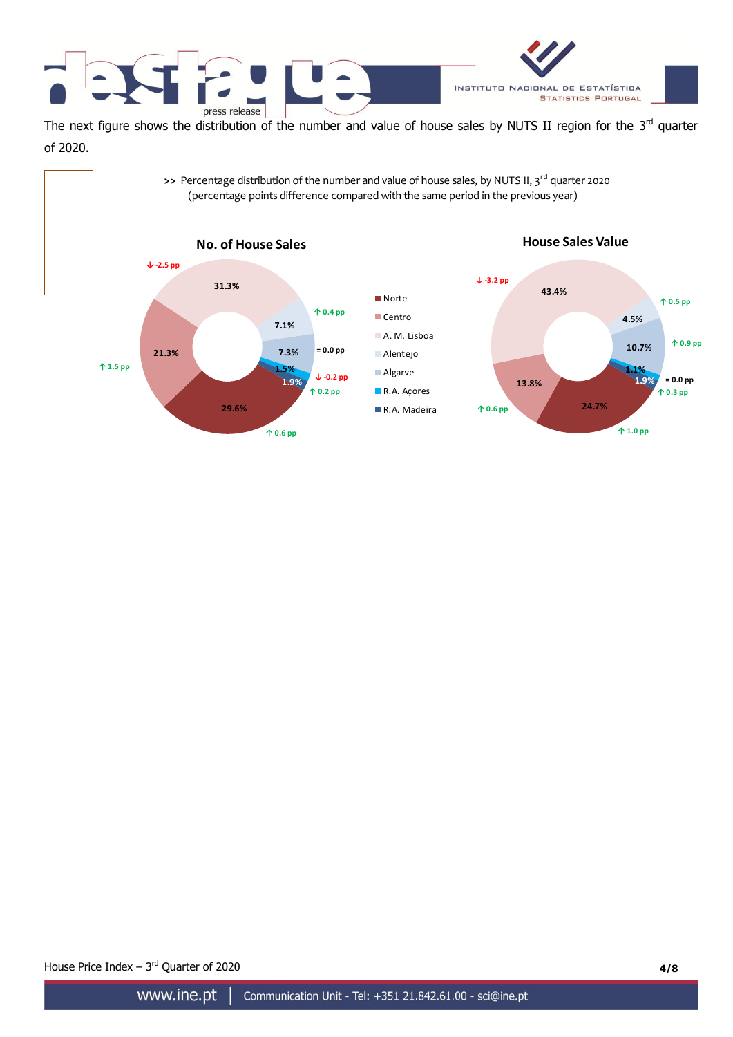The next figure shows the distribution of the number and value of house sales by NUTS II region for the 3rd quarter of 2020.

>> Percentage distribution of the number and value of house sales, by NUTS II, 3rd quarter 2020
(percentage points difference compared with the same period in the previous year)

| NUTS II | No. of House Sales | pp difference | House Sales Value | pp difference |
|---|---|---|---|---|
| Norte | 29.6% | ↑ 0.6 pp | 24.7% | ↑ 1.0 pp |
| Centro | 21.3% | ↑ 1.5 pp | 13.8% | ↑ 0.6 pp |
| A. M. Lisboa | 31.3% | ↓ -2.5 pp | 43.4% | ↓ -3.2 pp |
| Alentejo | 7.1% | ↑ 0.4 pp | 4.5% | ↑ 0.5 pp |
| Algarve | 7.3% | = 0.0 pp | 10.7% | ↑ 0.9 pp |
| R.A. Açores | 1.5% | ↓ -0.2 pp | 1.1% | = 0.0 pp |
| R.A. Madeira | 1.9% | ↑ 0.2 pp | 1.9% | ↑ 0.3 pp |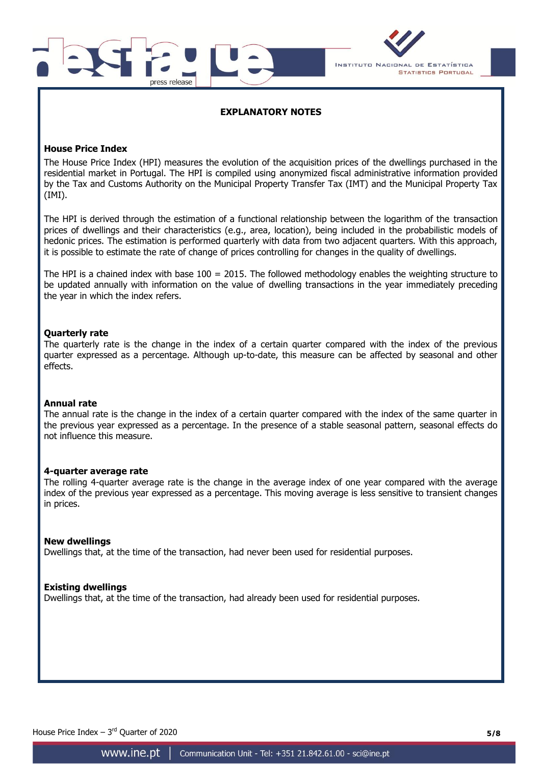## EXPLANATORY NOTES

### House Price Index

The House Price Index (HPI) measures the evolution of the acquisition prices of the dwellings purchased in the residential market in Portugal. The HPI is compiled using anonymized fiscal administrative information provided by the Tax and Customs Authority on the Municipal Property Transfer Tax (IMT) and the Municipal Property Tax (IMI).

The HPI is derived through the estimation of a functional relationship between the logarithm of the transaction prices of dwellings and their characteristics (e.g., area, location), being included in the probabilistic models of hedonic prices. The estimation is performed quarterly with data from two adjacent quarters. With this approach, it is possible to estimate the rate of change of prices controlling for changes in the quality of dwellings.

The HPI is a chained index with base 100 = 2015. The followed methodology enables the weighting structure to be updated annually with information on the value of dwelling transactions in the year immediately preceding the year in which the index refers.

### Quarterly rate

The quarterly rate is the change in the index of a certain quarter compared with the index of the previous quarter expressed as a percentage. Although up-to-date, this measure can be affected by seasonal and other effects.

### Annual rate

The annual rate is the change in the index of a certain quarter compared with the index of the same quarter in the previous year expressed as a percentage. In the presence of a stable seasonal pattern, seasonal effects do not influence this measure.

### 4-quarter average rate

The rolling 4-quarter average rate is the change in the average index of one year compared with the average index of the previous year expressed as a percentage. This moving average is less sensitive to transient changes in prices.

### New dwellings

Dwellings that, at the time of the transaction, had never been used for residential purposes.

### Existing dwellings

Dwellings that, at the time of the transaction, had already been used for residential purposes.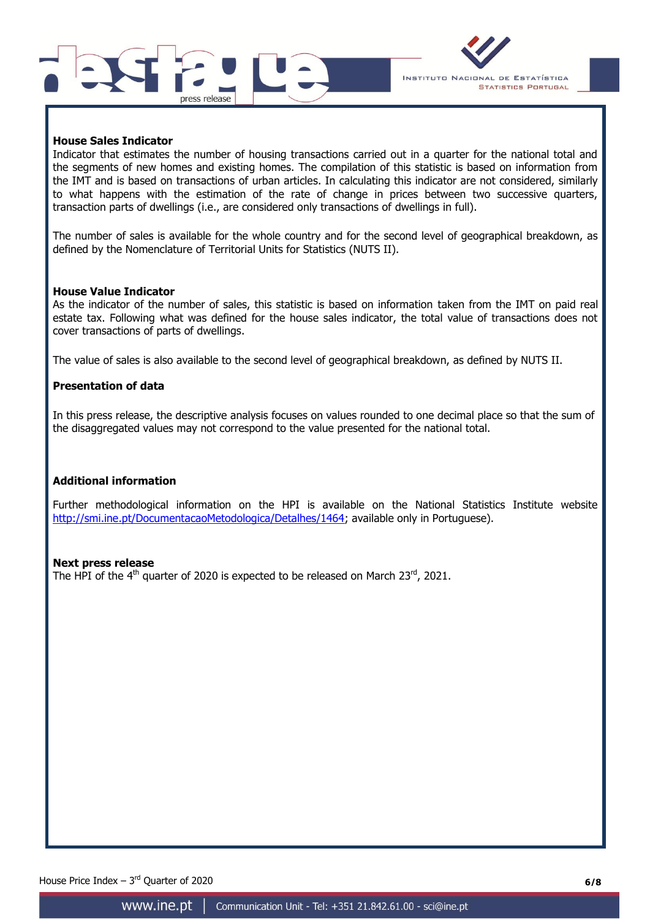**House Sales Indicator**

Indicator that estimates the number of housing transactions carried out in a quarter for the national total and the segments of new homes and existing homes. The compilation of this statistic is based on information from the IMT and is based on transactions of urban articles. In calculating this indicator are not considered, similarly to what happens with the estimation of the rate of change in prices between two successive quarters, transaction parts of dwellings (i.e., are considered only transactions of dwellings in full).

The number of sales is available for the whole country and for the second level of geographical breakdown, as defined by the Nomenclature of Territorial Units for Statistics (NUTS II).

**House Value Indicator**

As the indicator of the number of sales, this statistic is based on information taken from the IMT on paid real estate tax. Following what was defined for the house sales indicator, the total value of transactions does not cover transactions of parts of dwellings.

The value of sales is also available to the second level of geographical breakdown, as defined by NUTS II.

**Presentation of data**

In this press release, the descriptive analysis focuses on values rounded to one decimal place so that the sum of the disaggregated values may not correspond to the value presented for the national total.

**Additional information**

Further methodological information on the HPI is available on the National Statistics Institute website http://smi.ine.pt/DocumentacaoMetodologica/Detalhes/1464; available only in Portuguese).

**Next press release**

The HPI of the 4th quarter of 2020 is expected to be released on March 23rd, 2021.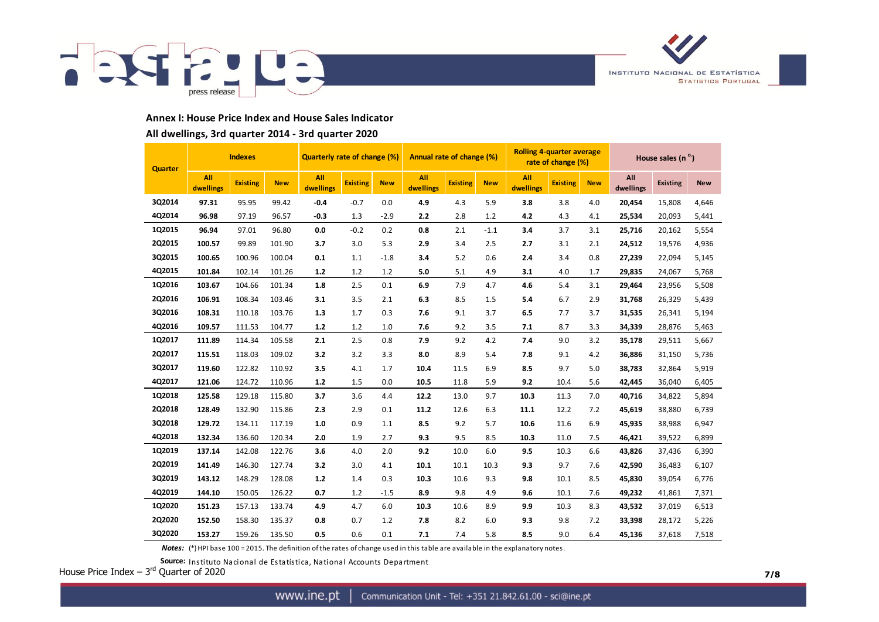## Annex I: House Price Index and House Sales Indicator

### All dwellings, 3rd quarter 2014 - 3rd quarter 2020

| Quarter | Indexes | | | Quarterly rate of change (%) | | | Annual rate of change (%) | | | Rolling 4-quarter average rate of change (%) | | | House sales (nº) | | |
|---|---|---|---|---|---|---|---|---|---|---|---|---|---|---|---|
| | **All dwellings** | **Existing** | **New** | **All dwellings** | **Existing** | **New** | **All dwellings** | **Existing** | **New** | **All dwellings** | **Existing** | **New** | **All dwellings** | **Existing** | **New** |
| **3Q2014** | **97.31** | 95.95 | 99.42 | **-0.4** | -0.7 | 0.0 | **4.9** | 4.3 | 5.9 | **3.8** | 3.8 | 4.0 | **20,454** | 15,808 | 4,646 |
| **4Q2014** | **96.98** | 97.19 | 96.57 | **-0.3** | 1.3 | -2.9 | **2.2** | 2.8 | 1.2 | **4.2** | 4.3 | 4.1 | **25,534** | 20,093 | 5,441 |
| **1Q2015** | **96.94** | 97.01 | 96.80 | **0.0** | -0.2 | 0.2 | **0.8** | 2.1 | -1.1 | **3.4** | 3.7 | 3.1 | **25,716** | 20,162 | 5,554 |
| **2Q2015** | **100.57** | 99.89 | 101.90 | **3.7** | 3.0 | 5.3 | **2.9** | 3.4 | 2.5 | **2.7** | 3.1 | 2.1 | **24,512** | 19,576 | 4,936 |
| **3Q2015** | **100.65** | 100.96 | 100.04 | **0.1** | 1.1 | -1.8 | **3.4** | 5.2 | 0.6 | **2.4** | 3.4 | 0.8 | **27,239** | 22,094 | 5,145 |
| **4Q2015** | **101.84** | 102.14 | 101.26 | **1.2** | 1.2 | 1.2 | **5.0** | 5.1 | 4.9 | **3.1** | 4.0 | 1.7 | **29,835** | 24,067 | 5,768 |
| **1Q2016** | **103.67** | 104.66 | 101.34 | **1.8** | 2.5 | 0.1 | **6.9** | 7.9 | 4.7 | **4.6** | 5.4 | 3.1 | **29,464** | 23,956 | 5,508 |
| **2Q2016** | **106.91** | 108.34 | 103.46 | **3.1** | 3.5 | 2.1 | **6.3** | 8.5 | 1.5 | **5.4** | 6.7 | 2.9 | **31,768** | 26,329 | 5,439 |
| **3Q2016** | **108.31** | 110.18 | 103.76 | **1.3** | 1.7 | 0.3 | **7.6** | 9.1 | 3.7 | **6.5** | 7.7 | 3.7 | **31,535** | 26,341 | 5,194 |
| **4Q2016** | **109.57** | 111.53 | 104.77 | **1.2** | 1.2 | 1.0 | **7.6** | 9.2 | 3.5 | **7.1** | 8.7 | 3.3 | **34,339** | 28,876 | 5,463 |
| **1Q2017** | **111.89** | 114.34 | 105.58 | **2.1** | 2.5 | 0.8 | **7.9** | 9.2 | 4.2 | **7.4** | 9.0 | 3.2 | **35,178** | 29,511 | 5,667 |
| **2Q2017** | **115.51** | 118.03 | 109.02 | **3.2** | 3.2 | 3.3 | **8.0** | 8.9 | 5.4 | **7.8** | 9.1 | 4.2 | **36,886** | 31,150 | 5,736 |
| **3Q2017** | **119.60** | 122.82 | 110.92 | **3.5** | 4.1 | 1.7 | **10.4** | 11.5 | 6.9 | **8.5** | 9.7 | 5.0 | **38,783** | 32,864 | 5,919 |
| **4Q2017** | **121.06** | 124.72 | 110.96 | **1.2** | 1.5 | 0.0 | **10.5** | 11.8 | 5.9 | **9.2** | 10.4 | 5.6 | **42,445** | 36,040 | 6,405 |
| **1Q2018** | **125.58** | 129.18 | 115.80 | **3.7** | 3.6 | 4.4 | **12.2** | 13.0 | 9.7 | **10.3** | 11.3 | 7.0 | **40,716** | 34,822 | 5,894 |
| **2Q2018** | **128.49** | 132.90 | 115.86 | **2.3** | 2.9 | 0.1 | **11.2** | 12.6 | 6.3 | **11.1** | 12.2 | 7.2 | **45,619** | 38,880 | 6,739 |
| **3Q2018** | **129.72** | 134.11 | 117.19 | **1.0** | 0.9 | 1.1 | **8.5** | 9.2 | 5.7 | **10.6** | 11.6 | 6.9 | **45,935** | 38,988 | 6,947 |
| **4Q2018** | **132.34** | 136.60 | 120.34 | **2.0** | 1.9 | 2.7 | **9.3** | 9.5 | 8.5 | **10.3** | 11.0 | 7.5 | **46,421** | 39,522 | 6,899 |
| **1Q2019** | **137.14** | 142.08 | 122.76 | **3.6** | 4.0 | 2.0 | **9.2** | 10.0 | 6.0 | **9.5** | 10.3 | 6.6 | **43,826** | 37,436 | 6,390 |
| **2Q2019** | **141.49** | 146.30 | 127.74 | **3.2** | 3.0 | 4.1 | **10.1** | 10.1 | 10.3 | **9.3** | 9.7 | 7.6 | **42,590** | 36,483 | 6,107 |
| **3Q2019** | **143.12** | 148.29 | 128.08 | **1.2** | 1.4 | 0.3 | **10.3** | 10.6 | 9.3 | **9.8** | 10.1 | 8.5 | **45,830** | 39,054 | 6,776 |
| **4Q2019** | **144.10** | 150.05 | 126.22 | **0.7** | 1.2 | -1.5 | **8.9** | 9.8 | 4.9 | **9.6** | 10.1 | 7.6 | **49,232** | 41,861 | 7,371 |
| **1Q2020** | **151.23** | 157.13 | 133.74 | **4.9** | 4.7 | 6.0 | **10.3** | 10.6 | 8.9 | **9.9** | 10.3 | 8.3 | **43,532** | 37,019 | 6,513 |
| **2Q2020** | **152.50** | 158.30 | 135.37 | **0.8** | 0.7 | 1.2 | **7.8** | 8.2 | 6.0 | **9.3** | 9.8 | 7.2 | **33,398** | 28,172 | 5,226 |
| **3Q2020** | **153.27** | 159.26 | 135.50 | **0.5** | 0.6 | 0.1 | **7.1** | 7.4 | 5.8 | **8.5** | 9.0 | 6.4 | **45,136** | 37,618 | 7,518 |

***Notes:*** (*) HPI base 100 = 2015. The definition of the rates of change used in this table are available in the explanatory notes.

**Source:** Instituto Nacional de Estatística, National Accounts Department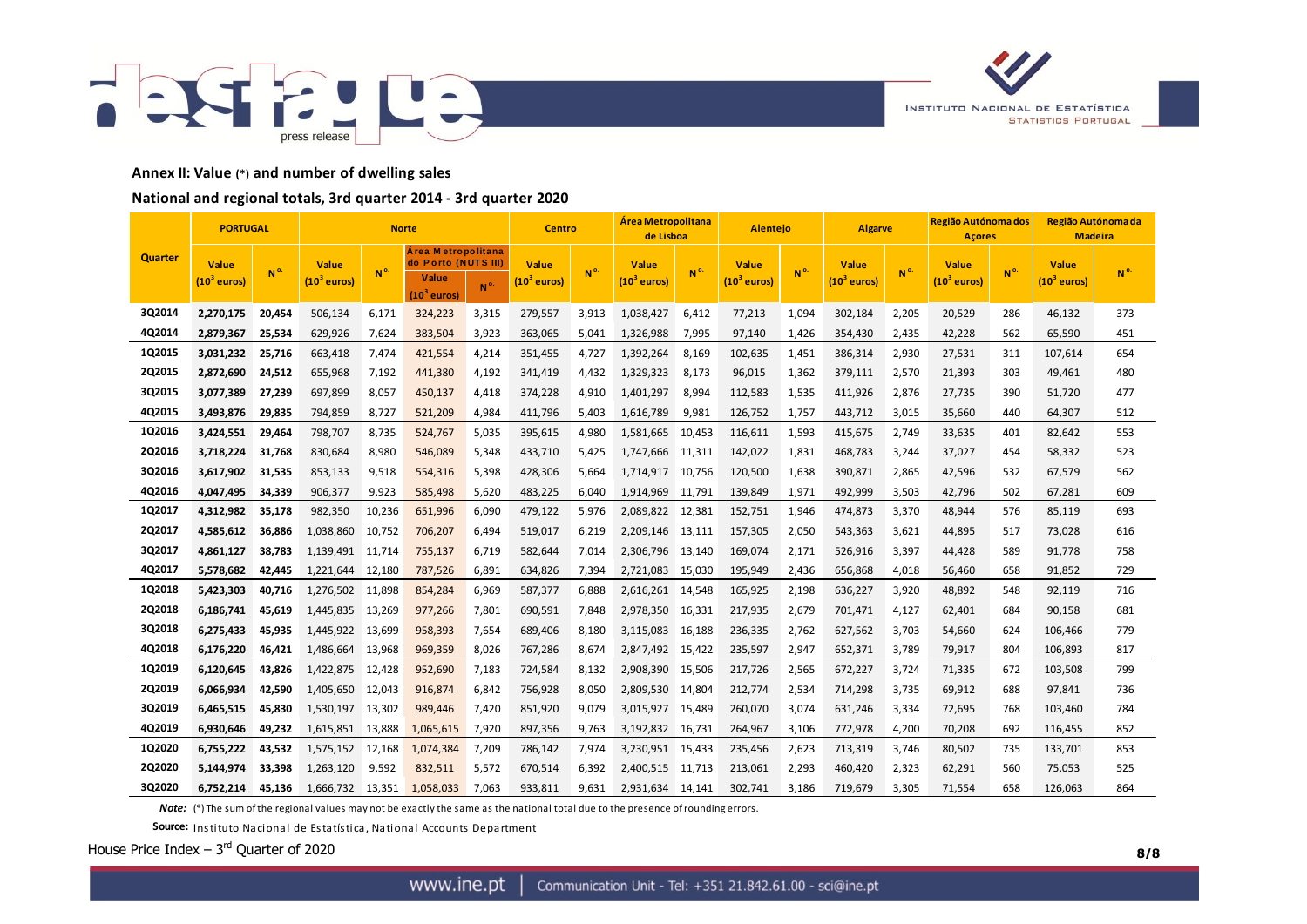**Annex II: Value (\*) and number of dwelling sales**

**National and regional totals, 3rd quarter 2014 - 3rd quarter 2020**

| Quarter | PORTUGAL | | Norte | | | | Centro | | Área Metropolitana de Lisboa | | Alentejo | | Algarve | | Região Autónoma dos Açores | | Região Autónoma da Madeira | |
|---|---|---|---|---|---|---|---|---|---|---|---|---|---|---|---|---|---|---|
| | | | | | Área Metropolitana do Porto (NUTS III) | | | | | | | | | | | | | |
| | Value ($10^3$ euros) | N.º | Value ($10^3$ euros) | N.º | Value ($10^3$ euros) | N.º | Value ($10^3$ euros) | N.º | Value ($10^3$ euros) | N.º | Value ($10^3$ euros) | N.º | Value ($10^3$ euros) | N.º | Value ($10^3$ euros) | N.º | Value ($10^3$ euros) | N.º |
| 3Q2014 | 2,270,175 | 20,454 | 506,134 | 6,171 | 324,223 | 3,315 | 279,557 | 3,913 | 1,038,427 | 6,412 | 77,213 | 1,094 | 302,184 | 2,205 | 20,529 | 286 | 46,132 | 373 |
| 4Q2014 | 2,879,367 | 25,534 | 629,926 | 7,624 | 383,504 | 3,923 | 363,065 | 5,041 | 1,326,988 | 7,995 | 97,140 | 1,426 | 354,430 | 2,435 | 42,228 | 562 | 65,590 | 451 |
| 1Q2015 | 3,031,232 | 25,716 | 663,418 | 7,474 | 421,554 | 4,214 | 351,455 | 4,727 | 1,392,264 | 8,169 | 102,635 | 1,451 | 386,314 | 2,930 | 27,531 | 311 | 107,614 | 654 |
| 2Q2015 | 2,872,690 | 24,512 | 655,968 | 7,192 | 441,380 | 4,192 | 341,419 | 4,432 | 1,329,323 | 8,173 | 96,015 | 1,362 | 379,111 | 2,570 | 21,393 | 303 | 49,461 | 480 |
| 3Q2015 | 3,077,389 | 27,239 | 697,899 | 8,057 | 450,137 | 4,418 | 374,228 | 4,910 | 1,401,297 | 8,994 | 112,583 | 1,535 | 411,926 | 2,876 | 27,735 | 390 | 51,720 | 477 |
| 4Q2015 | 3,493,876 | 29,835 | 794,859 | 8,727 | 521,209 | 4,984 | 411,796 | 5,403 | 1,616,789 | 9,981 | 126,752 | 1,757 | 443,712 | 3,015 | 35,660 | 440 | 64,307 | 512 |
| 1Q2016 | 3,424,551 | 29,464 | 798,707 | 8,735 | 524,767 | 5,035 | 395,615 | 4,980 | 1,581,665 | 10,453 | 116,611 | 1,593 | 415,675 | 2,749 | 33,635 | 401 | 82,642 | 553 |
| 2Q2016 | 3,718,224 | 31,768 | 830,684 | 8,980 | 546,089 | 5,348 | 433,710 | 5,425 | 1,747,666 | 11,311 | 142,022 | 1,831 | 468,783 | 3,244 | 37,027 | 454 | 58,332 | 523 |
| 3Q2016 | 3,617,902 | 31,535 | 853,133 | 9,518 | 554,316 | 5,398 | 428,306 | 5,664 | 1,714,917 | 10,756 | 120,500 | 1,638 | 390,871 | 2,865 | 42,596 | 532 | 67,579 | 562 |
| 4Q2016 | 4,047,495 | 34,339 | 906,377 | 9,923 | 585,498 | 5,620 | 483,225 | 6,040 | 1,914,969 | 11,791 | 139,849 | 1,971 | 492,999 | 3,503 | 42,796 | 502 | 67,281 | 609 |
| 1Q2017 | 4,312,982 | 35,178 | 982,350 | 10,236 | 651,996 | 6,090 | 479,122 | 5,976 | 2,089,822 | 12,381 | 152,751 | 1,946 | 474,873 | 3,370 | 48,944 | 576 | 85,119 | 693 |
| 2Q2017 | 4,585,612 | 36,886 | 1,038,860 | 10,752 | 706,207 | 6,494 | 519,017 | 6,219 | 2,209,146 | 13,111 | 157,305 | 2,050 | 543,363 | 3,621 | 44,895 | 517 | 73,028 | 616 |
| 3Q2017 | 4,861,127 | 38,783 | 1,139,491 | 11,714 | 755,137 | 6,719 | 582,644 | 7,014 | 2,306,796 | 13,140 | 169,074 | 2,171 | 526,916 | 3,397 | 44,428 | 589 | 91,778 | 758 |
| 4Q2017 | 5,578,682 | 42,445 | 1,221,644 | 12,180 | 787,526 | 6,891 | 634,826 | 7,394 | 2,721,083 | 15,030 | 195,949 | 2,436 | 656,868 | 4,018 | 56,460 | 658 | 91,852 | 729 |
| 1Q2018 | 5,423,303 | 40,716 | 1,276,502 | 11,898 | 854,284 | 6,969 | 587,377 | 6,888 | 2,616,261 | 14,548 | 165,925 | 2,198 | 636,227 | 3,920 | 48,892 | 548 | 92,119 | 716 |
| 2Q2018 | 6,186,741 | 45,619 | 1,445,835 | 13,269 | 977,266 | 7,801 | 690,591 | 7,848 | 2,978,350 | 16,331 | 217,935 | 2,679 | 701,471 | 4,127 | 62,401 | 684 | 90,158 | 681 |
| 3Q2018 | 6,275,433 | 45,935 | 1,445,922 | 13,699 | 958,393 | 7,654 | 689,406 | 8,180 | 3,115,083 | 16,188 | 236,335 | 2,762 | 627,562 | 3,703 | 54,660 | 624 | 106,466 | 779 |
| 4Q2018 | 6,176,220 | 46,421 | 1,486,664 | 13,968 | 969,359 | 8,026 | 767,286 | 8,674 | 2,847,492 | 15,422 | 235,597 | 2,947 | 652,371 | 3,789 | 79,917 | 804 | 106,893 | 817 |
| 1Q2019 | 6,120,645 | 43,826 | 1,422,875 | 12,428 | 952,690 | 7,183 | 724,584 | 8,132 | 2,908,390 | 15,506 | 217,726 | 2,565 | 672,227 | 3,724 | 71,335 | 672 | 103,508 | 799 |
| 2Q2019 | 6,066,934 | 42,590 | 1,405,650 | 12,043 | 916,874 | 6,842 | 756,928 | 8,050 | 2,809,530 | 14,804 | 212,774 | 2,534 | 714,298 | 3,735 | 69,912 | 688 | 97,841 | 736 |
| 3Q2019 | 6,465,515 | 45,830 | 1,530,197 | 13,302 | 989,446 | 7,420 | 851,920 | 9,079 | 3,015,927 | 15,489 | 260,070 | 3,074 | 631,246 | 3,334 | 72,695 | 768 | 103,460 | 784 |
| 4Q2019 | 6,930,646 | 49,232 | 1,615,851 | 13,888 | 1,065,615 | 7,920 | 897,356 | 9,763 | 3,192,832 | 16,731 | 264,967 | 3,106 | 772,978 | 4,200 | 70,208 | 692 | 116,455 | 852 |
| 1Q2020 | 6,755,222 | 43,532 | 1,575,152 | 12,168 | 1,074,384 | 7,209 | 786,142 | 7,974 | 3,230,951 | 15,433 | 235,456 | 2,623 | 713,319 | 3,746 | 80,502 | 735 | 133,701 | 853 |
| 2Q2020 | 5,144,974 | 33,398 | 1,263,120 | 9,592 | 832,511 | 5,572 | 670,514 | 6,392 | 2,400,515 | 11,713 | 213,061 | 2,293 | 460,420 | 2,323 | 62,291 | 560 | 75,053 | 525 |
| 3Q2020 | 6,752,214 | 45,136 | 1,666,732 | 13,351 | 1,058,033 | 7,063 | 933,811 | 9,631 | 2,931,634 | 14,141 | 302,741 | 3,186 | 719,679 | 3,305 | 71,554 | 658 | 126,063 | 864 |

*Note:* (\*) The sum of the regional values may not be exactly the same as the national total due to the presence of rounding errors.

**Source:** Instituto Nacional de Estatística, National Accounts Department